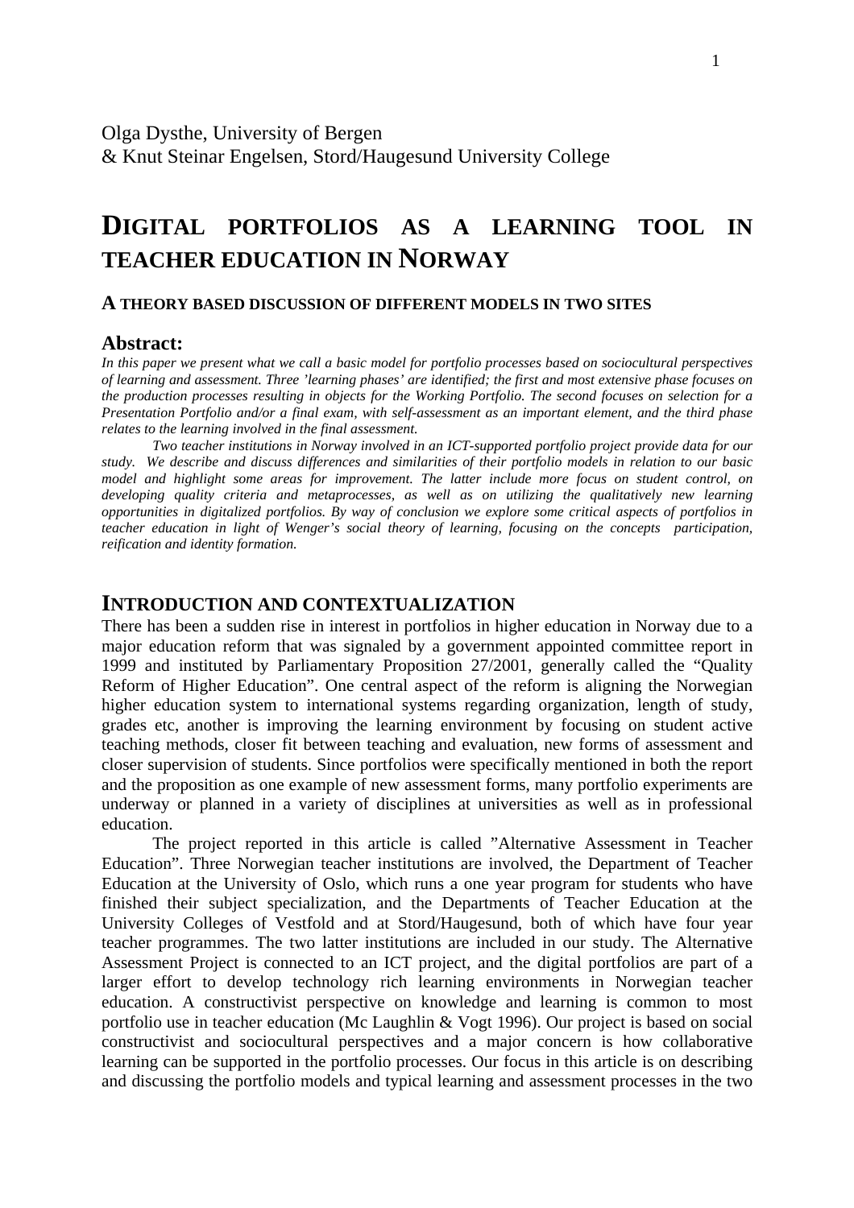Olga Dysthe, University of Bergen
& Knut Steinar Engelsen, Stord/Haugesund University College

# DIGITAL PORTFOLIOS AS A LEARNING TOOL IN TEACHER EDUCATION IN NORWAY

### A THEORY BASED DISCUSSION OF DIFFERENT MODELS IN TWO SITES

## Abstract:

*In this paper we present what we call a basic model for portfolio processes based on sociocultural perspectives of learning and assessment. Three 'learning phases' are identified; the first and most extensive phase focuses on the production processes resulting in objects for the Working Portfolio. The second focuses on selection for a Presentation Portfolio and/or a final exam, with self-assessment as an important element, and the third phase relates to the learning involved in the final assessment.*

*Two teacher institutions in Norway involved in an ICT-supported portfolio project provide data for our study. We describe and discuss differences and similarities of their portfolio models in relation to our basic model and highlight some areas for improvement. The latter include more focus on student control, on developing quality criteria and metaprocesses, as well as on utilizing the qualitatively new learning opportunities in digitalized portfolios. By way of conclusion we explore some critical aspects of portfolios in teacher education in light of Wenger's social theory of learning, focusing on the concepts participation, reification and identity formation.*

## INTRODUCTION AND CONTEXTUALIZATION

There has been a sudden rise in interest in portfolios in higher education in Norway due to a major education reform that was signaled by a government appointed committee report in 1999 and instituted by Parliamentary Proposition 27/2001, generally called the "Quality Reform of Higher Education". One central aspect of the reform is aligning the Norwegian higher education system to international systems regarding organization, length of study, grades etc, another is improving the learning environment by focusing on student active teaching methods, closer fit between teaching and evaluation, new forms of assessment and closer supervision of students. Since portfolios were specifically mentioned in both the report and the proposition as one example of new assessment forms, many portfolio experiments are underway or planned in a variety of disciplines at universities as well as in professional education.

The project reported in this article is called "Alternative Assessment in Teacher Education". Three Norwegian teacher institutions are involved, the Department of Teacher Education at the University of Oslo, which runs a one year program for students who have finished their subject specialization, and the Departments of Teacher Education at the University Colleges of Vestfold and at Stord/Haugesund, both of which have four year teacher programmes. The two latter institutions are included in our study. The Alternative Assessment Project is connected to an ICT project, and the digital portfolios are part of a larger effort to develop technology rich learning environments in Norwegian teacher education. A constructivist perspective on knowledge and learning is common to most portfolio use in teacher education (Mc Laughlin & Vogt 1996). Our project is based on social constructivist and sociocultural perspectives and a major concern is how collaborative learning can be supported in the portfolio processes. Our focus in this article is on describing and discussing the portfolio models and typical learning and assessment processes in the two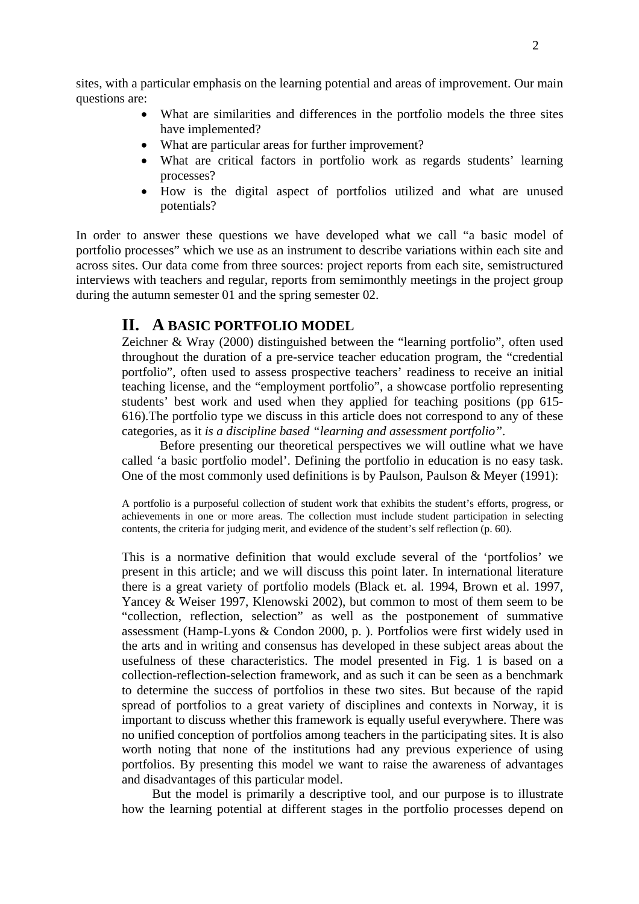sites, with a particular emphasis on the learning potential and areas of improvement. Our main questions are:

- What are similarities and differences in the portfolio models the three sites have implemented?
- What are particular areas for further improvement?
- What are critical factors in portfolio work as regards students' learning processes?
- How is the digital aspect of portfolios utilized and what are unused potentials?

In order to answer these questions we have developed what we call "a basic model of portfolio processes" which we use as an instrument to describe variations within each site and across sites. Our data come from three sources: project reports from each site, semistructured interviews with teachers and regular, reports from semimonthly meetings in the project group during the autumn semester 01 and the spring semester 02.

## II. A BASIC PORTFOLIO MODEL

Zeichner & Wray (2000) distinguished between the "learning portfolio", often used throughout the duration of a pre-service teacher education program, the "credential portfolio", often used to assess prospective teachers' readiness to receive an initial teaching license, and the "employment portfolio", a showcase portfolio representing students' best work and used when they applied for teaching positions (pp 615-616).The portfolio type we discuss in this article does not correspond to any of these categories, as it *is a discipline based "learning and assessment portfolio"*.

Before presenting our theoretical perspectives we will outline what we have called 'a basic portfolio model'. Defining the portfolio in education is no easy task. One of the most commonly used definitions is by Paulson, Paulson & Meyer (1991):

> A portfolio is a purposeful collection of student work that exhibits the student's efforts, progress, or achievements in one or more areas. The collection must include student participation in selecting contents, the criteria for judging merit, and evidence of the student's self reflection (p. 60).

This is a normative definition that would exclude several of the 'portfolios' we present in this article; and we will discuss this point later. In international literature there is a great variety of portfolio models (Black et. al. 1994, Brown et al. 1997, Yancey & Weiser 1997, Klenowski 2002), but common to most of them seem to be "collection, reflection, selection" as well as the postponement of summative assessment (Hamp-Lyons & Condon 2000, p. ). Portfolios were first widely used in the arts and in writing and consensus has developed in these subject areas about the usefulness of these characteristics. The model presented in Fig. 1 is based on a collection-reflection-selection framework, and as such it can be seen as a benchmark to determine the success of portfolios in these two sites. But because of the rapid spread of portfolios to a great variety of disciplines and contexts in Norway, it is important to discuss whether this framework is equally useful everywhere. There was no unified conception of portfolios among teachers in the participating sites. It is also worth noting that none of the institutions had any previous experience of using portfolios. By presenting this model we want to raise the awareness of advantages and disadvantages of this particular model.

But the model is primarily a descriptive tool, and our purpose is to illustrate how the learning potential at different stages in the portfolio processes depend on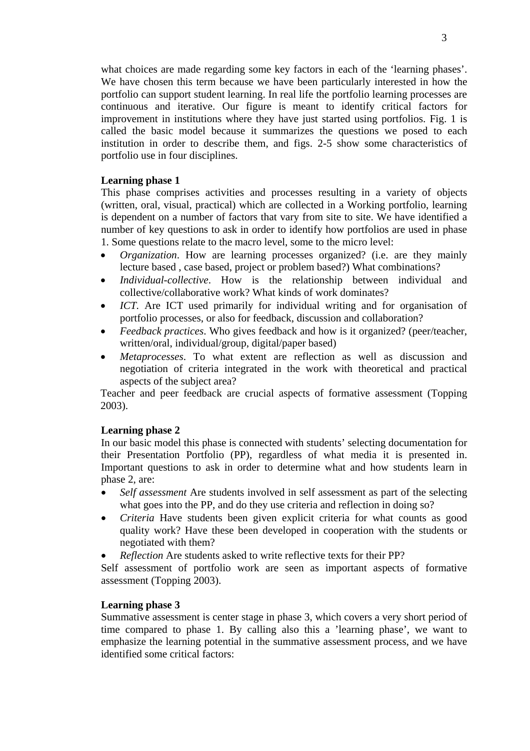what choices are made regarding some key factors in each of the 'learning phases'. We have chosen this term because we have been particularly interested in how the portfolio can support student learning. In real life the portfolio learning processes are continuous and iterative. Our figure is meant to identify critical factors for improvement in institutions where they have just started using portfolios. Fig. 1 is called the basic model because it summarizes the questions we posed to each institution in order to describe them, and figs. 2-5 show some characteristics of portfolio use in four disciplines.

**Learning phase 1**

This phase comprises activities and processes resulting in a variety of objects (written, oral, visual, practical) which are collected in a Working portfolio, learning is dependent on a number of factors that vary from site to site. We have identified a number of key questions to ask in order to identify how portfolios are used in phase 1. Some questions relate to the macro level, some to the micro level:

- *Organization*. How are learning processes organized? (i.e. are they mainly lecture based , case based, project or problem based?) What combinations?
- *Individual-collective*. How is the relationship between individual and collective/collaborative work? What kinds of work dominates?
- *ICT*. Are ICT used primarily for individual writing and for organisation of portfolio processes, or also for feedback, discussion and collaboration?
- *Feedback practices*. Who gives feedback and how is it organized? (peer/teacher, written/oral, individual/group, digital/paper based)
- *Metaprocesses*. To what extent are reflection as well as discussion and negotiation of criteria integrated in the work with theoretical and practical aspects of the subject area?

Teacher and peer feedback are crucial aspects of formative assessment (Topping 2003).

**Learning phase 2**

In our basic model this phase is connected with students' selecting documentation for their Presentation Portfolio (PP), regardless of what media it is presented in. Important questions to ask in order to determine what and how students learn in phase 2, are:

- *Self assessment* Are students involved in self assessment as part of the selecting what goes into the PP, and do they use criteria and reflection in doing so?
- *Criteria* Have students been given explicit criteria for what counts as good quality work? Have these been developed in cooperation with the students or negotiated with them?
- *Reflection* Are students asked to write reflective texts for their PP?

Self assessment of portfolio work are seen as important aspects of formative assessment (Topping 2003).

**Learning phase 3**

Summative assessment is center stage in phase 3, which covers a very short period of time compared to phase 1. By calling also this a 'learning phase', we want to emphasize the learning potential in the summative assessment process, and we have identified some critical factors: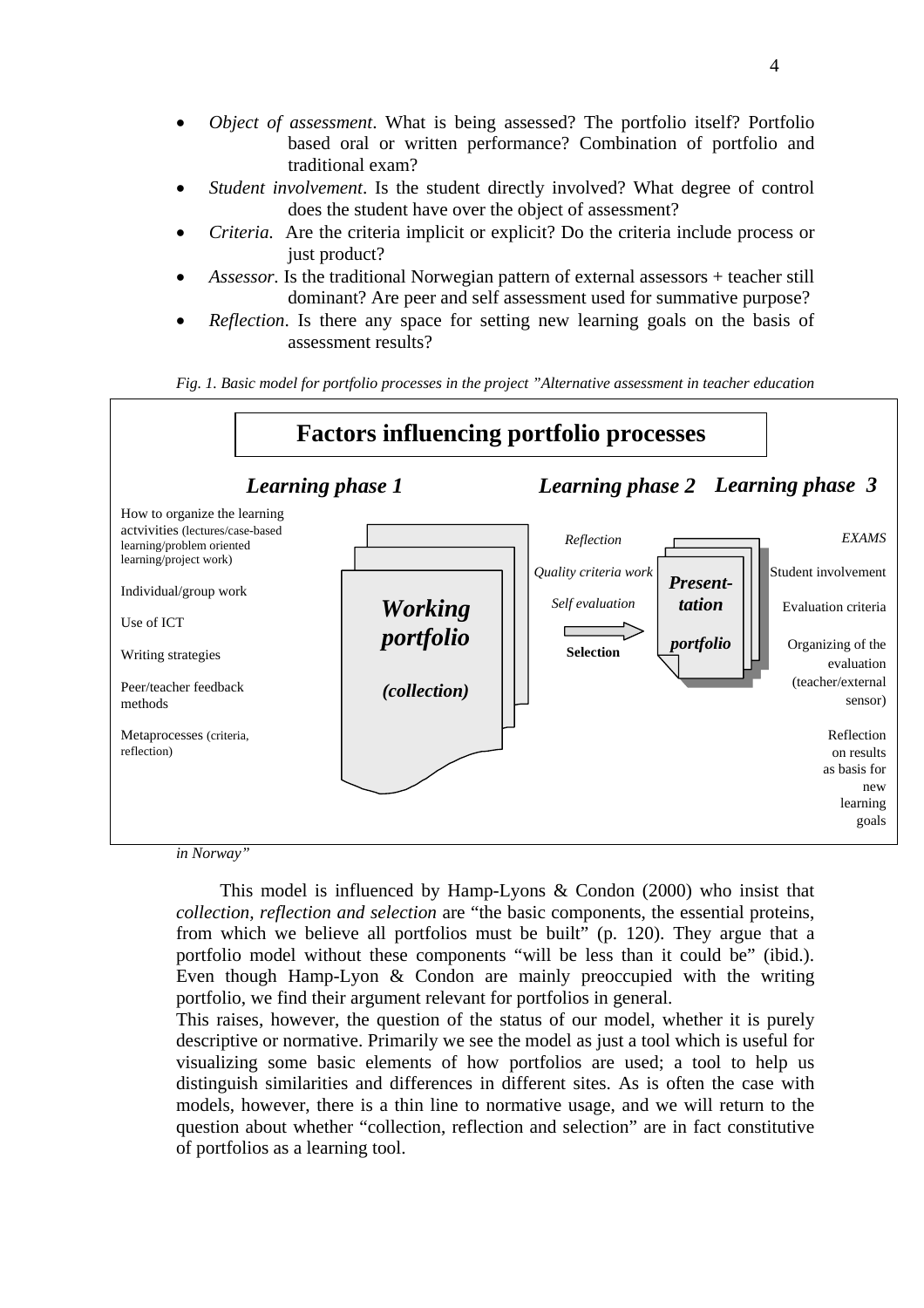- *Object of assessment*. What is being assessed? The portfolio itself? Portfolio based oral or written performance? Combination of portfolio and traditional exam?
- *Student involvement*. Is the student directly involved? What degree of control does the student have over the object of assessment?
- *Criteria*. Are the criteria implicit or explicit? Do the criteria include process or just product?
- *Assessor*. Is the traditional Norwegian pattern of external assessors + teacher still dominant? Are peer and self assessment used for summative purpose?
- *Reflection*. Is there any space for setting new learning goals on the basis of assessment results?

*Fig. 1. Basic model for portfolio processes in the project "Alternative assessment in teacher education in Norway"*

**Factors influencing portfolio processes**

***Learning phase 1***

How to organize the learning actvitivities (lectures/case-based learning/problem oriented learning/project work)

Individual/group work

Use of ICT

Writing strategies

Peer/teacher feedback methods

Metaprocesses (criteria, reflection)

***Working portfolio***

***(collection)***

***Learning phase 2***

*Reflection*

*Quality criteria work*

*Self evaluation*

**Selection**

***Present-tation portfolio***

***Learning phase 3***

*EXAMS*

Student involvement

Evaluation criteria

Organizing of the evaluation (teacher/external sensor)

Reflection on results as basis for new learning goals

This model is influenced by Hamp-Lyons & Condon (2000) who insist that *collection, reflection and selection* are "the basic components, the essential proteins, from which we believe all portfolios must be built" (p. 120). They argue that a portfolio model without these components "will be less than it could be" (ibid.). Even though Hamp-Lyon & Condon are mainly preoccupied with the writing portfolio, we find their argument relevant for portfolios in general.

This raises, however, the question of the status of our model, whether it is purely descriptive or normative. Primarily we see the model as just a tool which is useful for visualizing some basic elements of how portfolios are used; a tool to help us distinguish similarities and differences in different sites. As is often the case with models, however, there is a thin line to normative usage, and we will return to the question about whether "collection, reflection and selection" are in fact constitutive of portfolios as a learning tool.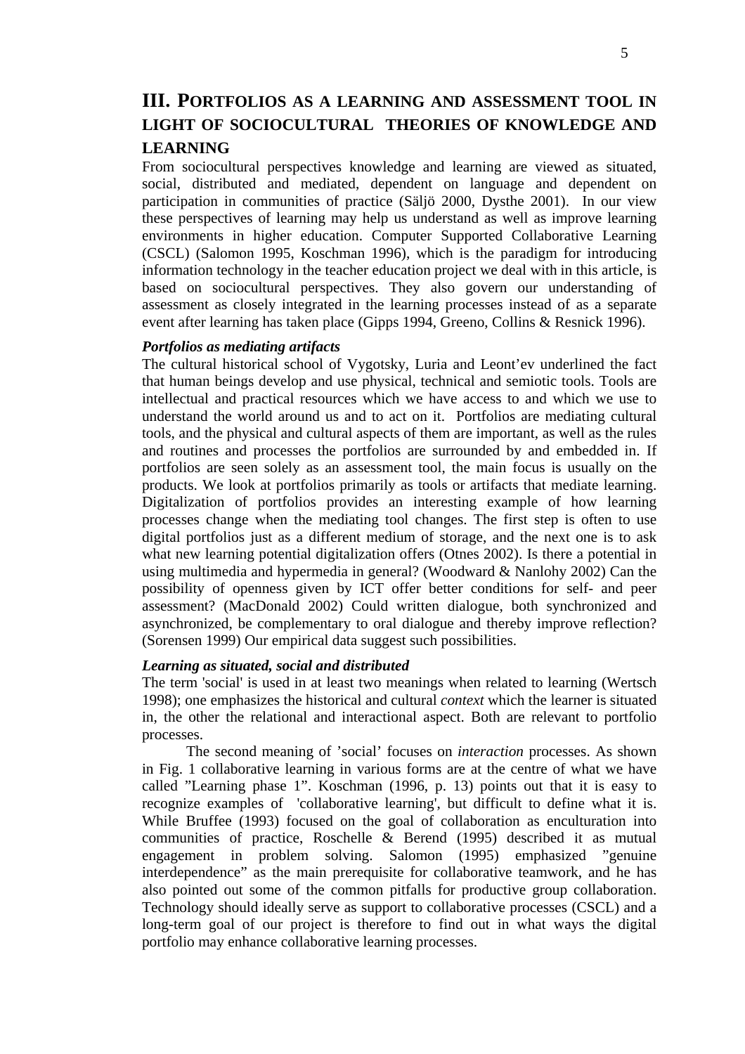## III. PORTFOLIOS AS A LEARNING AND ASSESSMENT TOOL IN LIGHT OF SOCIOCULTURAL THEORIES OF KNOWLEDGE AND LEARNING

From sociocultural perspectives knowledge and learning are viewed as situated, social, distributed and mediated, dependent on language and dependent on participation in communities of practice (Säljö 2000, Dysthe 2001). In our view these perspectives of learning may help us understand as well as improve learning environments in higher education. Computer Supported Collaborative Learning (CSCL) (Salomon 1995, Koschman 1996), which is the paradigm for introducing information technology in the teacher education project we deal with in this article, is based on sociocultural perspectives. They also govern our understanding of assessment as closely integrated in the learning processes instead of as a separate event after learning has taken place (Gipps 1994, Greeno, Collins & Resnick 1996).

***Portfolios as mediating artifacts***

The cultural historical school of Vygotsky, Luria and Leont'ev underlined the fact that human beings develop and use physical, technical and semiotic tools. Tools are intellectual and practical resources which we have access to and which we use to understand the world around us and to act on it. Portfolios are mediating cultural tools, and the physical and cultural aspects of them are important, as well as the rules and routines and processes the portfolios are surrounded by and embedded in. If portfolios are seen solely as an assessment tool, the main focus is usually on the products. We look at portfolios primarily as tools or artifacts that mediate learning. Digitalization of portfolios provides an interesting example of how learning processes change when the mediating tool changes. The first step is often to use digital portfolios just as a different medium of storage, and the next one is to ask what new learning potential digitalization offers (Otnes 2002). Is there a potential in using multimedia and hypermedia in general? (Woodward & Nanlohy 2002) Can the possibility of openness given by ICT offer better conditions for self- and peer assessment? (MacDonald 2002) Could written dialogue, both synchronized and asynchronized, be complementary to oral dialogue and thereby improve reflection? (Sorensen 1999) Our empirical data suggest such possibilities.

***Learning as situated, social and distributed***

The term 'social' is used in at least two meanings when related to learning (Wertsch 1998); one emphasizes the historical and cultural *context* which the learner is situated in, the other the relational and interactional aspect. Both are relevant to portfolio processes.

The second meaning of 'social' focuses on *interaction* processes. As shown in Fig. 1 collaborative learning in various forms are at the centre of what we have called "Learning phase 1". Koschman (1996, p. 13) points out that it is easy to recognize examples of 'collaborative learning', but difficult to define what it is. While Bruffee (1993) focused on the goal of collaboration as enculturation into communities of practice, Roschelle & Berend (1995) described it as mutual engagement in problem solving. Salomon (1995) emphasized "genuine interdependence" as the main prerequisite for collaborative teamwork, and he has also pointed out some of the common pitfalls for productive group collaboration. Technology should ideally serve as support to collaborative processes (CSCL) and a long-term goal of our project is therefore to find out in what ways the digital portfolio may enhance collaborative learning processes.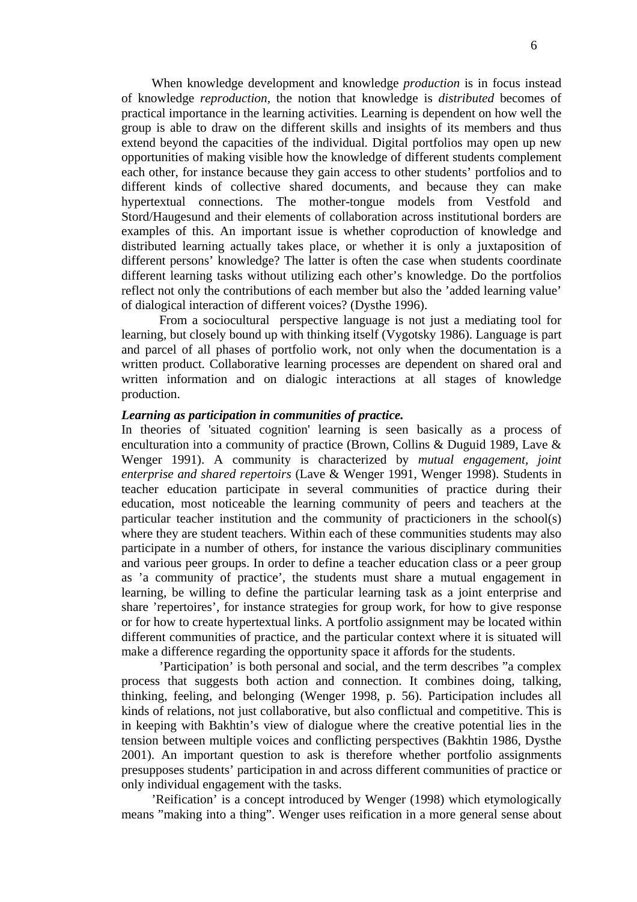When knowledge development and knowledge *production* is in focus instead of knowledge *reproduction*, the notion that knowledge is *distributed* becomes of practical importance in the learning activities. Learning is dependent on how well the group is able to draw on the different skills and insights of its members and thus extend beyond the capacities of the individual. Digital portfolios may open up new opportunities of making visible how the knowledge of different students complement each other, for instance because they gain access to other students' portfolios and to different kinds of collective shared documents, and because they can make hypertextual connections. The mother-tongue models from Vestfold and Stord/Haugesund and their elements of collaboration across institutional borders are examples of this. An important issue is whether coproduction of knowledge and distributed learning actually takes place, or whether it is only a juxtaposition of different persons' knowledge? The latter is often the case when students coordinate different learning tasks without utilizing each other's knowledge. Do the portfolios reflect not only the contributions of each member but also the 'added learning value' of dialogical interaction of different voices? (Dysthe 1996).

From a sociocultural perspective language is not just a mediating tool for learning, but closely bound up with thinking itself (Vygotsky 1986). Language is part and parcel of all phases of portfolio work, not only when the documentation is a written product. Collaborative learning processes are dependent on shared oral and written information and on dialogic interactions at all stages of knowledge production.

***Learning as participation in communities of practice.***

In theories of 'situated cognition' learning is seen basically as a process of enculturation into a community of practice (Brown, Collins & Duguid 1989, Lave & Wenger 1991). A community is characterized by *mutual engagement, joint enterprise and shared repertoirs* (Lave & Wenger 1991, Wenger 1998). Students in teacher education participate in several communities of practice during their education, most noticeable the learning community of peers and teachers at the particular teacher institution and the community of practicioners in the school(s) where they are student teachers. Within each of these communities students may also participate in a number of others, for instance the various disciplinary communities and various peer groups. In order to define a teacher education class or a peer group as 'a community of practice', the students must share a mutual engagement in learning, be willing to define the particular learning task as a joint enterprise and share 'repertoires', for instance strategies for group work, for how to give response or for how to create hypertextual links. A portfolio assignment may be located within different communities of practice, and the particular context where it is situated will make a difference regarding the opportunity space it affords for the students.

'Participation' is both personal and social, and the term describes "a complex process that suggests both action and connection. It combines doing, talking, thinking, feeling, and belonging (Wenger 1998, p. 56). Participation includes all kinds of relations, not just collaborative, but also conflictual and competitive. This is in keeping with Bakhtin's view of dialogue where the creative potential lies in the tension between multiple voices and conflicting perspectives (Bakhtin 1986, Dysthe 2001). An important question to ask is therefore whether portfolio assignments presupposes students' participation in and across different communities of practice or only individual engagement with the tasks.

'Reification' is a concept introduced by Wenger (1998) which etymologically means "making into a thing". Wenger uses reification in a more general sense about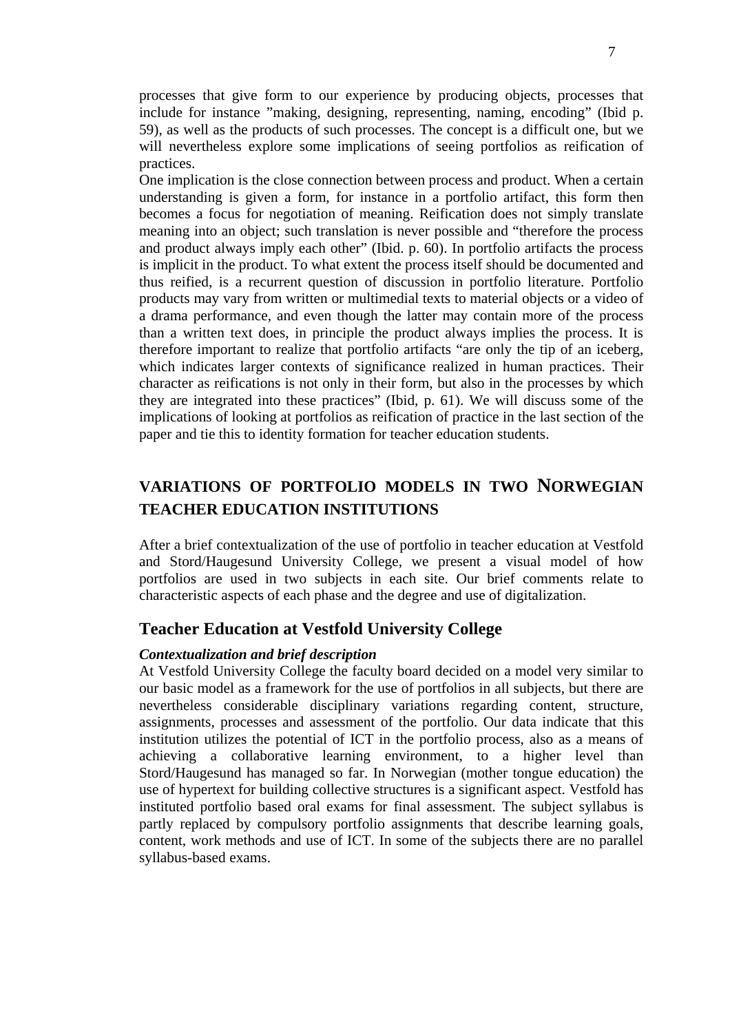processes that give form to our experience by producing objects, processes that include for instance ”making, designing, representing, naming, encoding” (Ibid p. 59), as well as the products of such processes. The concept is a difficult one, but we will nevertheless explore some implications of seeing portfolios as reification of practices.

One implication is the close connection between process and product. When a certain understanding is given a form, for instance in a portfolio artifact, this form then becomes a focus for negotiation of meaning. Reification does not simply translate meaning into an object; such translation is never possible and “therefore the process and product always imply each other” (Ibid. p. 60). In portfolio artifacts the process is implicit in the product. To what extent the process itself should be documented and thus reified, is a recurrent question of discussion in portfolio literature. Portfolio products may vary from written or multimedial texts to material objects or a video of a drama performance, and even though the latter may contain more of the process than a written text does, in principle the product always implies the process. It is therefore important to realize that portfolio artifacts “are only the tip of an iceberg, which indicates larger contexts of significance realized in human practices. Their character as reifications is not only in their form, but also in the processes by which they are integrated into these practices” (Ibid, p. 61). We will discuss some of the implications of looking at portfolios as reification of practice in the last section of the paper and tie this to identity formation for teacher education students.

## VARIATIONS OF PORTFOLIO MODELS IN TWO NORWEGIAN TEACHER EDUCATION INSTITUTIONS

After a brief contextualization of the use of portfolio in teacher education at Vestfold and Stord/Haugesund University College, we present a visual model of how portfolios are used in two subjects in each site. Our brief comments relate to characteristic aspects of each phase and the degree and use of digitalization.

### Teacher Education at Vestfold University College

#### *Contextualization and brief description*

At Vestfold University College the faculty board decided on a model very similar to our basic model as a framework for the use of portfolios in all subjects, but there are nevertheless considerable disciplinary variations regarding content, structure, assignments, processes and assessment of the portfolio. Our data indicate that this institution utilizes the potential of ICT in the portfolio process, also as a means of achieving a collaborative learning environment, to a higher level than Stord/Haugesund has managed so far. In Norwegian (mother tongue education) the use of hypertext for building collective structures is a significant aspect. Vestfold has instituted portfolio based oral exams for final assessment. The subject syllabus is partly replaced by compulsory portfolio assignments that describe learning goals, content, work methods and use of ICT. In some of the subjects there are no parallel syllabus-based exams.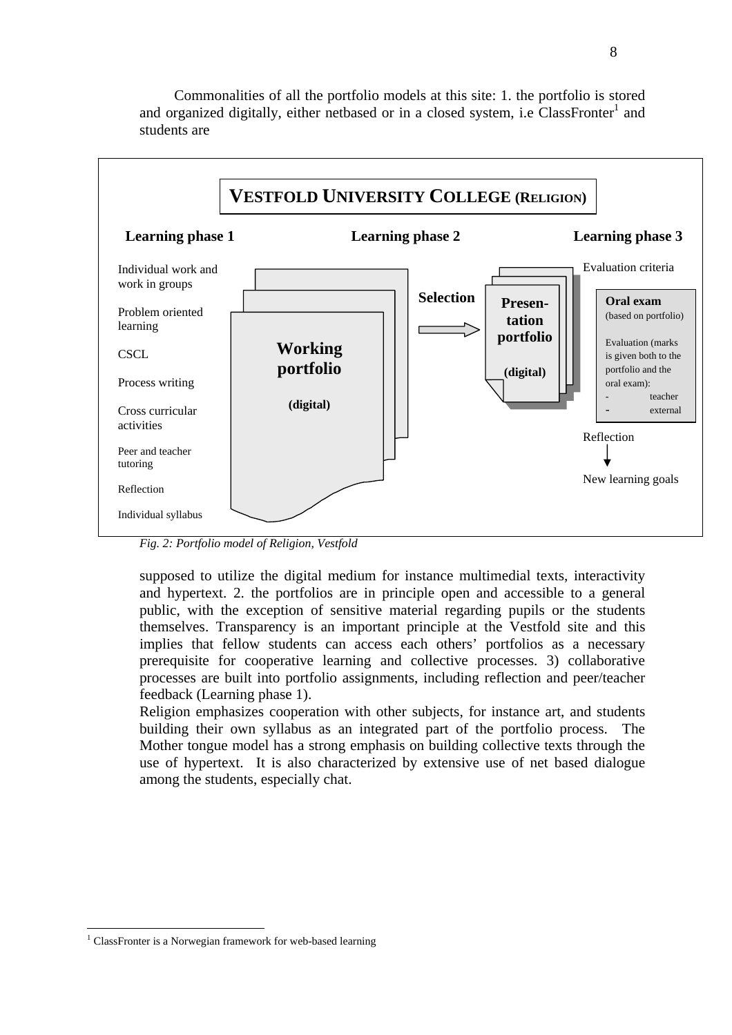Commonalities of all the portfolio models at this site: 1. the portfolio is stored and organized digitally, either netbased or in a closed system, i.e ClassFronter[1] and students are

**VESTFOLD UNIVERSITY COLLEGE (RELIGION)**

**Learning phase 1**

- Individual work and work in groups
- Problem oriented learning
- CSCL
- Process writing
- Cross curricular activities
- Peer and teacher tutoring
- Reflection
- Individual syllabus

**Learning phase 2**

**Working portfolio** **(digital)** → **Selection** → **Presentation portfolio** **(digital)**

**Learning phase 3**

Evaluation criteria

**Oral exam** (based on portfolio)

Evaluation (marks is given both to the portfolio and the oral exam):
- teacher
- external

Reflection → New learning goals

*Fig. 2: Portfolio model of Religion, Vestfold*

supposed to utilize the digital medium for instance multimedial texts, interactivity and hypertext. 2. the portfolios are in principle open and accessible to a general public, with the exception of sensitive material regarding pupils or the students themselves. Transparency is an important principle at the Vestfold site and this implies that fellow students can access each others' portfolios as a necessary prerequisite for cooperative learning and collective processes. 3) collaborative processes are built into portfolio assignments, including reflection and peer/teacher feedback (Learning phase 1).

Religion emphasizes cooperation with other subjects, for instance art, and students building their own syllabus as an integrated part of the portfolio process. The Mother tongue model has a strong emphasis on building collective texts through the use of hypertext. It is also characterized by extensive use of net based dialogue among the students, especially chat.

[1] ClassFronter is a Norwegian framework for web-based learning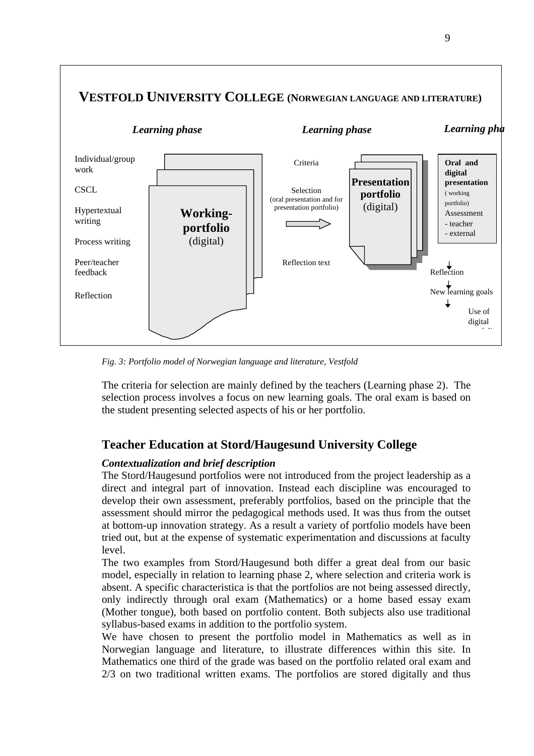**VESTFOLD UNIVERSITY COLLEGE (NORWEGIAN LANGUAGE AND LITERATURE)**

*Learning phase* — *Learning phase* — *Learning pha*

Individual/group work

CSCL

Hypertextual writing

Process writing

Peer/teacher feedback

Reflection

**Working-portfolio** (digital)

Criteria

Selection (oral presentation and for presentation portfolio)

Reflection text

**Presentation portfolio** (digital)

**Oral and digital presentation** (working portfolio)

Assessment
- teacher
- external

Reflection

New learning goals

Use of digital

*Fig. 3: Portfolio model of Norwegian language and literature, Vestfold*

The criteria for selection are mainly defined by the teachers (Learning phase 2). The selection process involves a focus on new learning goals. The oral exam is based on the student presenting selected aspects of his or her portfolio.

## Teacher Education at Stord/Haugesund University College

### *Contextualization and brief description*

The Stord/Haugesund portfolios were not introduced from the project leadership as a direct and integral part of innovation. Instead each discipline was encouraged to develop their own assessment, preferably portfolios, based on the principle that the assessment should mirror the pedagogical methods used. It was thus from the outset at bottom-up innovation strategy. As a result a variety of portfolio models have been tried out, but at the expense of systematic experimentation and discussions at faculty level.

The two examples from Stord/Haugesund both differ a great deal from our basic model, especially in relation to learning phase 2, where selection and criteria work is absent. A specific characteristica is that the portfolios are not being assessed directly, only indirectly through oral exam (Mathematics) or a home based essay exam (Mother tongue), both based on portfolio content. Both subjects also use traditional syllabus-based exams in addition to the portfolio system.

We have chosen to present the portfolio model in Mathematics as well as in Norwegian language and literature, to illustrate differences within this site. In Mathematics one third of the grade was based on the portfolio related oral exam and 2/3 on two traditional written exams. The portfolios are stored digitally and thus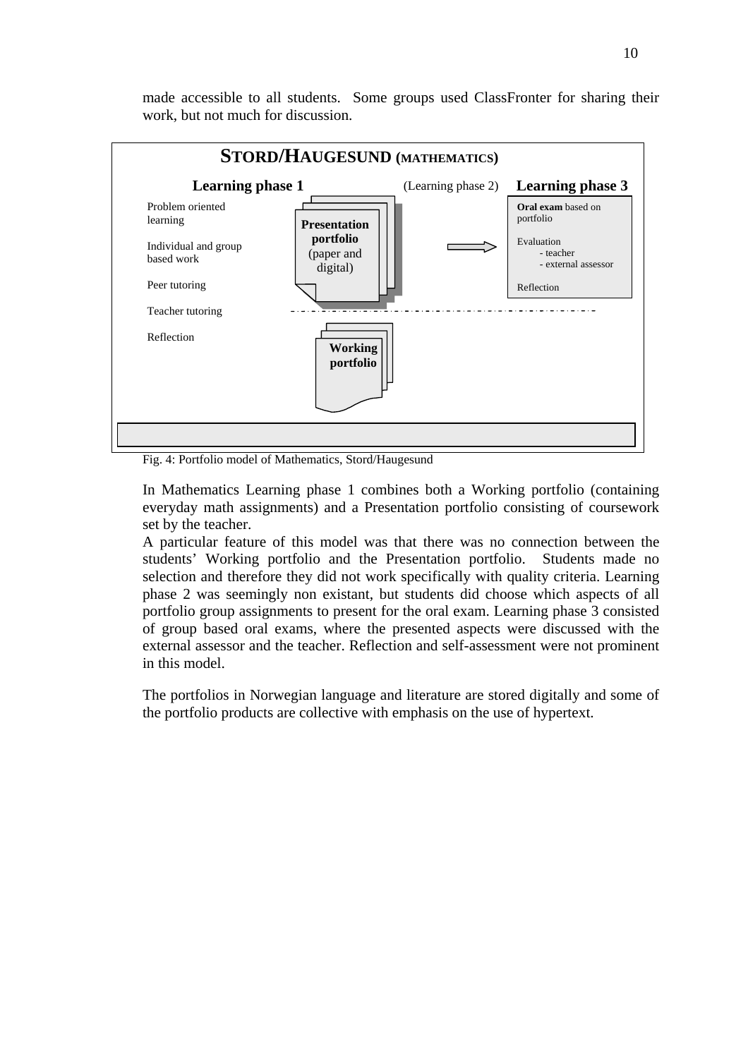made accessible to all students. Some groups used ClassFronter for sharing their work, but not much for discussion.

**STORD/HAUGESUND (MATHEMATICS)**

**Learning phase 1** — (Learning phase 2) — **Learning phase 3**

Problem oriented learning

Individual and group based work

Peer tutoring

Teacher tutoring

Reflection

**Presentation portfolio** (paper and digital)

**Working portfolio**

**Oral exam** based on portfolio

Evaluation
- teacher
- external assessor

Reflection

Fig. 4: Portfolio model of Mathematics, Stord/Haugesund

In Mathematics Learning phase 1 combines both a Working portfolio (containing everyday math assignments) and a Presentation portfolio consisting of coursework set by the teacher.

A particular feature of this model was that there was no connection between the students' Working portfolio and the Presentation portfolio. Students made no selection and therefore they did not work specifically with quality criteria. Learning phase 2 was seemingly non existant, but students did choose which aspects of all portfolio group assignments to present for the oral exam. Learning phase 3 consisted of group based oral exams, where the presented aspects were discussed with the external assessor and the teacher. Reflection and self-assessment were not prominent in this model.

The portfolios in Norwegian language and literature are stored digitally and some of the portfolio products are collective with emphasis on the use of hypertext.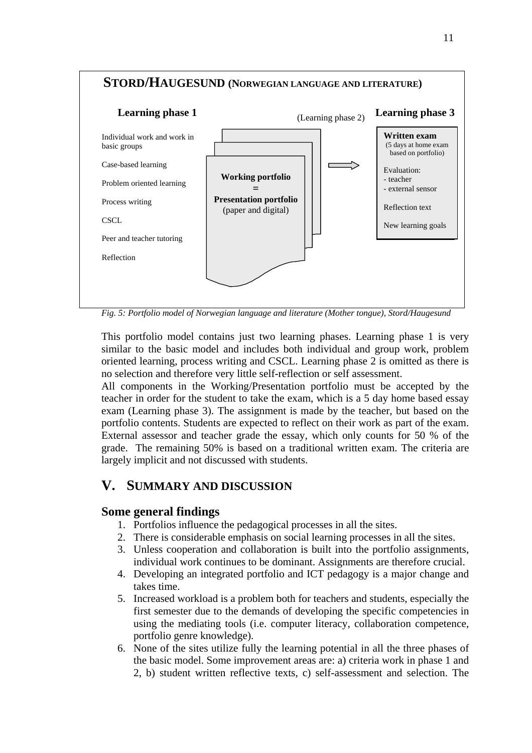**STORD/HAUGESUND (NORWEGIAN LANGUAGE AND LITERATURE)**

**Learning phase 1**

Individual work and work in basic groups

Case-based learning

Problem oriented learning

Process writing

CSCL

Peer and teacher tutoring

Reflection

**Working portfolio**
**=**
**Presentation portfolio**
(paper and digital)

(Learning phase 2)

**Learning phase 3**

**Written exam**
(5 days at home exam based on portfolio)

Evaluation:
- teacher
- external sensor

Reflection text

New learning goals

*Fig. 5: Portfolio model of Norwegian language and literature (Mother tongue), Stord/Haugesund*

This portfolio model contains just two learning phases. Learning phase 1 is very similar to the basic model and includes both individual and group work, problem oriented learning, process writing and CSCL. Learning phase 2 is omitted as there is no selection and therefore very little self-reflection or self assessment.

All components in the Working/Presentation portfolio must be accepted by the teacher in order for the student to take the exam, which is a 5 day home based essay exam (Learning phase 3). The assignment is made by the teacher, but based on the portfolio contents. Students are expected to reflect on their work as part of the exam. External assessor and teacher grade the essay, which only counts for 50 % of the grade. The remaining 50% is based on a traditional written exam. The criteria are largely implicit and not discussed with students.

## V. SUMMARY AND DISCUSSION

### Some general findings

1. Portfolios influence the pedagogical processes in all the sites.
2. There is considerable emphasis on social learning processes in all the sites.
3. Unless cooperation and collaboration is built into the portfolio assignments, individual work continues to be dominant. Assignments are therefore crucial.
4. Developing an integrated portfolio and ICT pedagogy is a major change and takes time.
5. Increased workload is a problem both for teachers and students, especially the first semester due to the demands of developing the specific competencies in using the mediating tools (i.e. computer literacy, collaboration competence, portfolio genre knowledge).
6. None of the sites utilize fully the learning potential in all the three phases of the basic model. Some improvement areas are: a) criteria work in phase 1 and 2, b) student written reflective texts, c) self-assessment and selection. The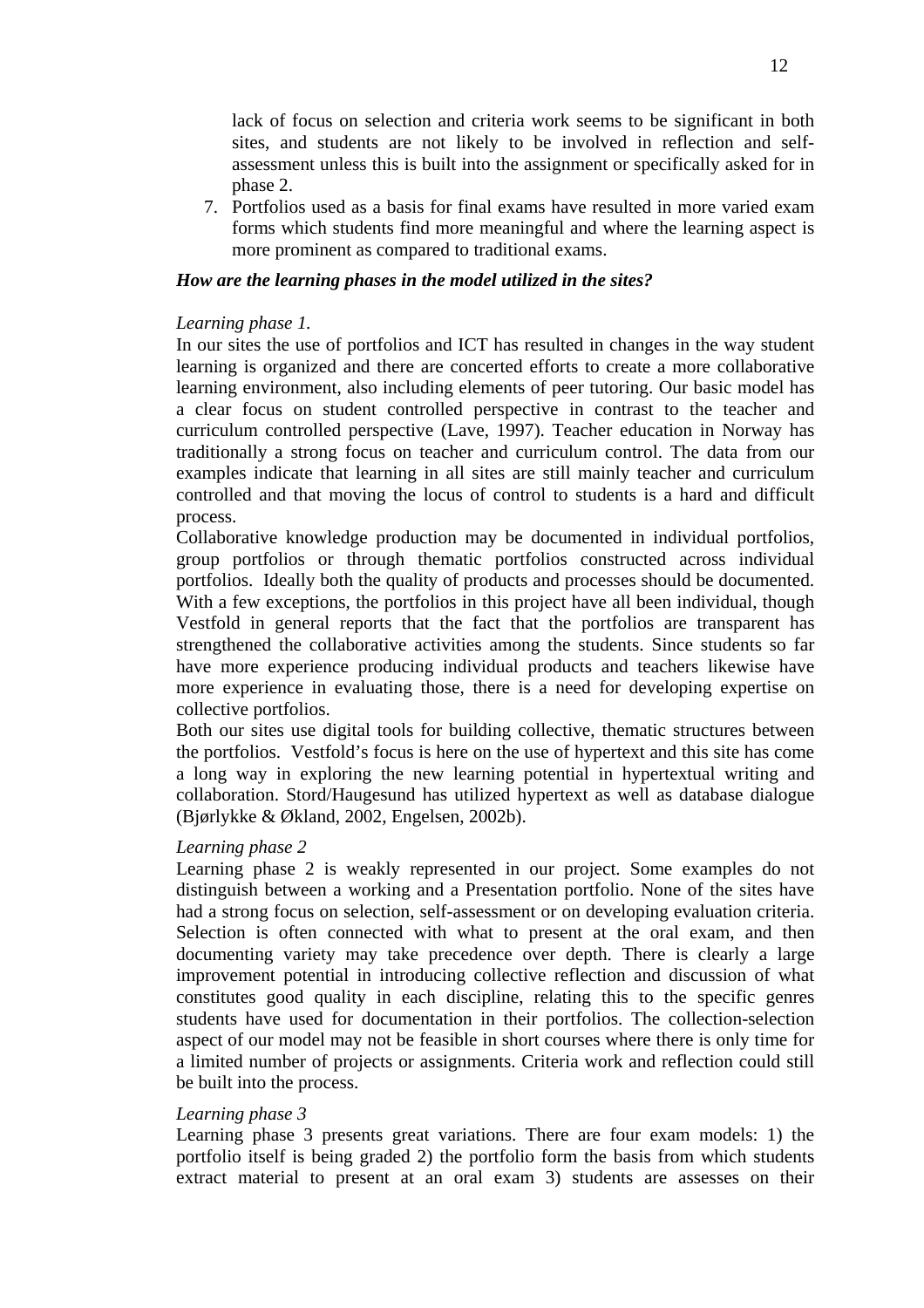lack of focus on selection and criteria work seems to be significant in both sites, and students are not likely to be involved in reflection and self-assessment unless this is built into the assignment or specifically asked for in phase 2.

7. Portfolios used as a basis for final exams have resulted in more varied exam forms which students find more meaningful and where the learning aspect is more prominent as compared to traditional exams.

***How are the learning phases in the model utilized in the sites?***

*Learning phase 1.*

In our sites the use of portfolios and ICT has resulted in changes in the way student learning is organized and there are concerted efforts to create a more collaborative learning environment, also including elements of peer tutoring. Our basic model has a clear focus on student controlled perspective in contrast to the teacher and curriculum controlled perspective (Lave, 1997). Teacher education in Norway has traditionally a strong focus on teacher and curriculum control. The data from our examples indicate that learning in all sites are still mainly teacher and curriculum controlled and that moving the locus of control to students is a hard and difficult process.

Collaborative knowledge production may be documented in individual portfolios, group portfolios or through thematic portfolios constructed across individual portfolios. Ideally both the quality of products and processes should be documented. With a few exceptions, the portfolios in this project have all been individual, though Vestfold in general reports that the fact that the portfolios are transparent has strengthened the collaborative activities among the students. Since students so far have more experience producing individual products and teachers likewise have more experience in evaluating those, there is a need for developing expertise on collective portfolios.

Both our sites use digital tools for building collective, thematic structures between the portfolios. Vestfold's focus is here on the use of hypertext and this site has come a long way in exploring the new learning potential in hypertextual writing and collaboration. Stord/Haugesund has utilized hypertext as well as database dialogue (Bjørlykke & Økland, 2002, Engelsen, 2002b).

*Learning phase 2*

Learning phase 2 is weakly represented in our project. Some examples do not distinguish between a working and a Presentation portfolio. None of the sites have had a strong focus on selection, self-assessment or on developing evaluation criteria. Selection is often connected with what to present at the oral exam, and then documenting variety may take precedence over depth. There is clearly a large improvement potential in introducing collective reflection and discussion of what constitutes good quality in each discipline, relating this to the specific genres students have used for documentation in their portfolios. The collection-selection aspect of our model may not be feasible in short courses where there is only time for a limited number of projects or assignments. Criteria work and reflection could still be built into the process.

*Learning phase 3*

Learning phase 3 presents great variations. There are four exam models: 1) the portfolio itself is being graded 2) the portfolio form the basis from which students extract material to present at an oral exam 3) students are assesses on their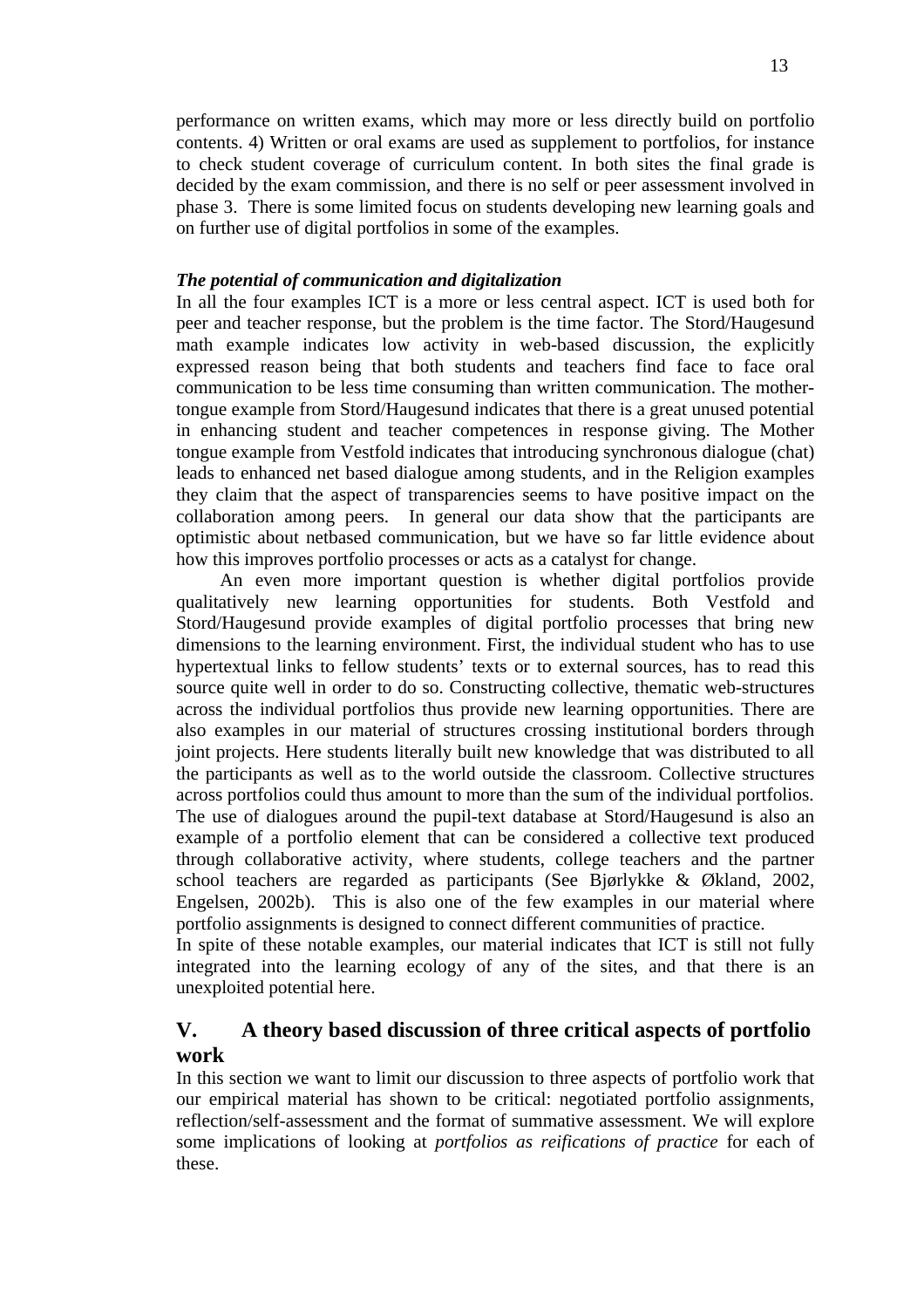performance on written exams, which may more or less directly build on portfolio contents. 4) Written or oral exams are used as supplement to portfolios, for instance to check student coverage of curriculum content. In both sites the final grade is decided by the exam commission, and there is no self or peer assessment involved in phase 3. There is some limited focus on students developing new learning goals and on further use of digital portfolios in some of the examples.

***The potential of communication and digitalization***

In all the four examples ICT is a more or less central aspect. ICT is used both for peer and teacher response, but the problem is the time factor. The Stord/Haugesund math example indicates low activity in web-based discussion, the explicitly expressed reason being that both students and teachers find face to face oral communication to be less time consuming than written communication. The mother-tongue example from Stord/Haugesund indicates that there is a great unused potential in enhancing student and teacher competences in response giving. The Mother tongue example from Vestfold indicates that introducing synchronous dialogue (chat) leads to enhanced net based dialogue among students, and in the Religion examples they claim that the aspect of transparencies seems to have positive impact on the collaboration among peers. In general our data show that the participants are optimistic about netbased communication, but we have so far little evidence about how this improves portfolio processes or acts as a catalyst for change.

An even more important question is whether digital portfolios provide qualitatively new learning opportunities for students. Both Vestfold and Stord/Haugesund provide examples of digital portfolio processes that bring new dimensions to the learning environment. First, the individual student who has to use hypertextual links to fellow students' texts or to external sources, has to read this source quite well in order to do so. Constructing collective, thematic web-structures across the individual portfolios thus provide new learning opportunities. There are also examples in our material of structures crossing institutional borders through joint projects. Here students literally built new knowledge that was distributed to all the participants as well as to the world outside the classroom. Collective structures across portfolios could thus amount to more than the sum of the individual portfolios. The use of dialogues around the pupil-text database at Stord/Haugesund is also an example of a portfolio element that can be considered a collective text produced through collaborative activity, where students, college teachers and the partner school teachers are regarded as participants (See Bjørlykke & Økland, 2002, Engelsen, 2002b). This is also one of the few examples in our material where portfolio assignments is designed to connect different communities of practice.

In spite of these notable examples, our material indicates that ICT is still not fully integrated into the learning ecology of any of the sites, and that there is an unexploited potential here.

## V. A theory based discussion of three critical aspects of portfolio work

In this section we want to limit our discussion to three aspects of portfolio work that our empirical material has shown to be critical: negotiated portfolio assignments, reflection/self-assessment and the format of summative assessment. We will explore some implications of looking at *portfolios as reifications of practice* for each of these.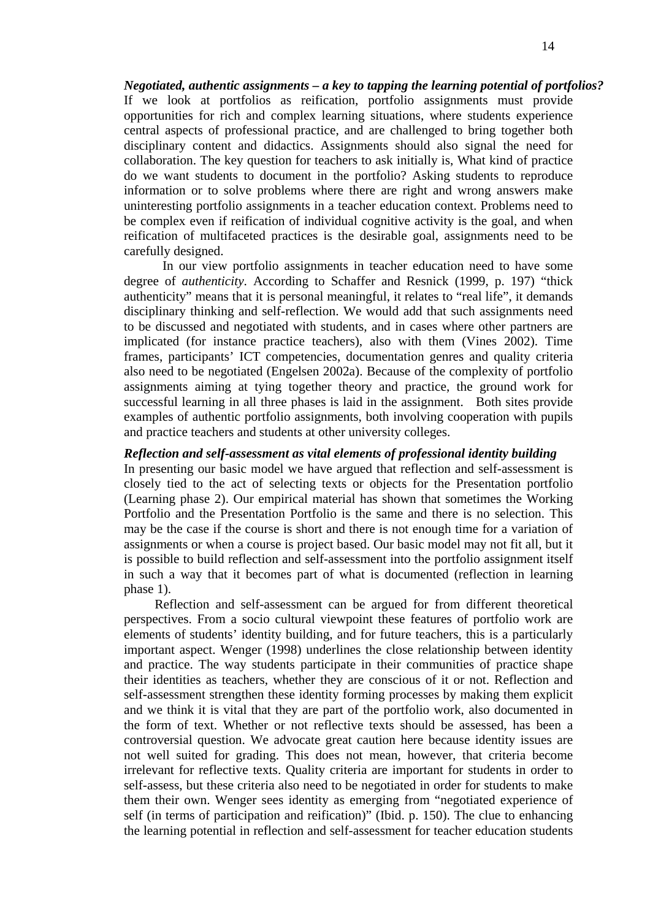***Negotiated, authentic assignments – a key to tapping the learning potential of portfolios?***

If we look at portfolios as reification, portfolio assignments must provide opportunities for rich and complex learning situations, where students experience central aspects of professional practice, and are challenged to bring together both disciplinary content and didactics. Assignments should also signal the need for collaboration. The key question for teachers to ask initially is, What kind of practice do we want students to document in the portfolio? Asking students to reproduce information or to solve problems where there are right and wrong answers make uninteresting portfolio assignments in a teacher education context. Problems need to be complex even if reification of individual cognitive activity is the goal, and when reification of multifaceted practices is the desirable goal, assignments need to be carefully designed.

In our view portfolio assignments in teacher education need to have some degree of *authenticity*. According to Schaffer and Resnick (1999, p. 197) "thick authenticity" means that it is personal meaningful, it relates to "real life", it demands disciplinary thinking and self-reflection. We would add that such assignments need to be discussed and negotiated with students, and in cases where other partners are implicated (for instance practice teachers), also with them (Vines 2002). Time frames, participants' ICT competencies, documentation genres and quality criteria also need to be negotiated (Engelsen 2002a). Because of the complexity of portfolio assignments aiming at tying together theory and practice, the ground work for successful learning in all three phases is laid in the assignment. Both sites provide examples of authentic portfolio assignments, both involving cooperation with pupils and practice teachers and students at other university colleges.

***Reflection and self-assessment as vital elements of professional identity building***

In presenting our basic model we have argued that reflection and self-assessment is closely tied to the act of selecting texts or objects for the Presentation portfolio (Learning phase 2). Our empirical material has shown that sometimes the Working Portfolio and the Presentation Portfolio is the same and there is no selection. This may be the case if the course is short and there is not enough time for a variation of assignments or when a course is project based. Our basic model may not fit all, but it is possible to build reflection and self-assessment into the portfolio assignment itself in such a way that it becomes part of what is documented (reflection in learning phase 1).

Reflection and self-assessment can be argued for from different theoretical perspectives. From a socio cultural viewpoint these features of portfolio work are elements of students' identity building, and for future teachers, this is a particularly important aspect. Wenger (1998) underlines the close relationship between identity and practice. The way students participate in their communities of practice shape their identities as teachers, whether they are conscious of it or not. Reflection and self-assessment strengthen these identity forming processes by making them explicit and we think it is vital that they are part of the portfolio work, also documented in the form of text. Whether or not reflective texts should be assessed, has been a controversial question. We advocate great caution here because identity issues are not well suited for grading. This does not mean, however, that criteria become irrelevant for reflective texts. Quality criteria are important for students in order to self-assess, but these criteria also need to be negotiated in order for students to make them their own. Wenger sees identity as emerging from "negotiated experience of self (in terms of participation and reification)" (Ibid. p. 150). The clue to enhancing the learning potential in reflection and self-assessment for teacher education students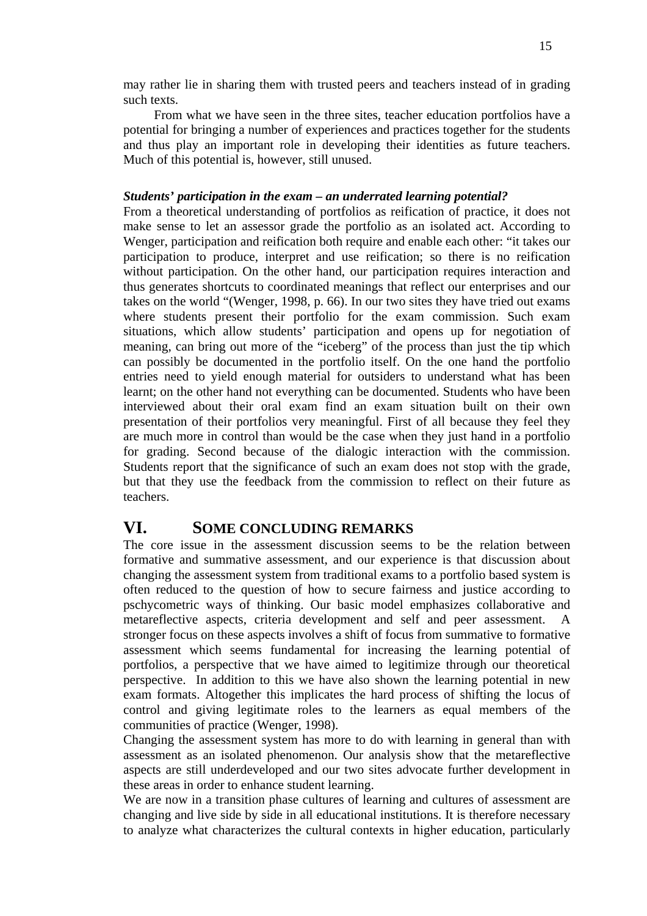may rather lie in sharing them with trusted peers and teachers instead of in grading such texts.

From what we have seen in the three sites, teacher education portfolios have a potential for bringing a number of experiences and practices together for the students and thus play an important role in developing their identities as future teachers. Much of this potential is, however, still unused.

### *Students' participation in the exam – an underrated learning potential?*

From a theoretical understanding of portfolios as reification of practice, it does not make sense to let an assessor grade the portfolio as an isolated act. According to Wenger, participation and reification both require and enable each other: "it takes our participation to produce, interpret and use reification; so there is no reification without participation. On the other hand, our participation requires interaction and thus generates shortcuts to coordinated meanings that reflect our enterprises and our takes on the world "(Wenger, 1998, p. 66). In our two sites they have tried out exams where students present their portfolio for the exam commission. Such exam situations, which allow students' participation and opens up for negotiation of meaning, can bring out more of the "iceberg" of the process than just the tip which can possibly be documented in the portfolio itself. On the one hand the portfolio entries need to yield enough material for outsiders to understand what has been learnt; on the other hand not everything can be documented. Students who have been interviewed about their oral exam find an exam situation built on their own presentation of their portfolios very meaningful. First of all because they feel they are much more in control than would be the case when they just hand in a portfolio for grading. Second because of the dialogic interaction with the commission. Students report that the significance of such an exam does not stop with the grade, but that they use the feedback from the commission to reflect on their future as teachers.

## VI. SOME CONCLUDING REMARKS

The core issue in the assessment discussion seems to be the relation between formative and summative assessment, and our experience is that discussion about changing the assessment system from traditional exams to a portfolio based system is often reduced to the question of how to secure fairness and justice according to pschycometric ways of thinking. Our basic model emphasizes collaborative and metareflective aspects, criteria development and self and peer assessment. A stronger focus on these aspects involves a shift of focus from summative to formative assessment which seems fundamental for increasing the learning potential of portfolios, a perspective that we have aimed to legitimize through our theoretical perspective. In addition to this we have also shown the learning potential in new exam formats. Altogether this implicates the hard process of shifting the locus of control and giving legitimate roles to the learners as equal members of the communities of practice (Wenger, 1998).

Changing the assessment system has more to do with learning in general than with assessment as an isolated phenomenon. Our analysis show that the metareflective aspects are still underdeveloped and our two sites advocate further development in these areas in order to enhance student learning.

We are now in a transition phase cultures of learning and cultures of assessment are changing and live side by side in all educational institutions. It is therefore necessary to analyze what characterizes the cultural contexts in higher education, particularly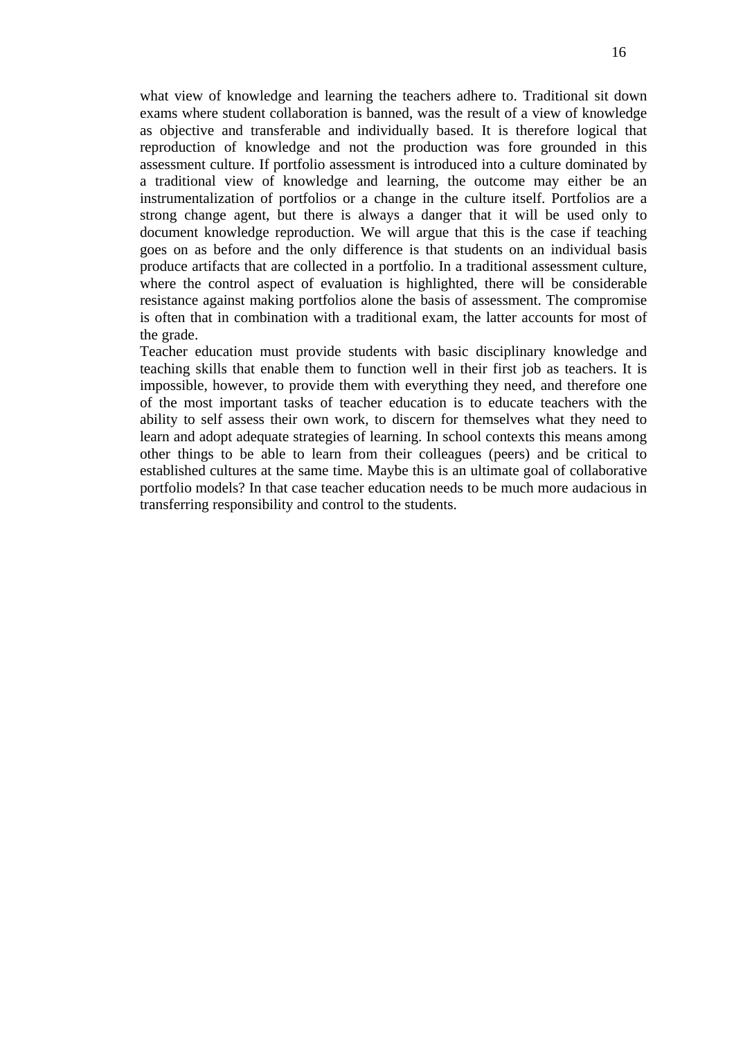what view of knowledge and learning the teachers adhere to. Traditional sit down exams where student collaboration is banned, was the result of a view of knowledge as objective and transferable and individually based. It is therefore logical that reproduction of knowledge and not the production was fore grounded in this assessment culture. If portfolio assessment is introduced into a culture dominated by a traditional view of knowledge and learning, the outcome may either be an instrumentalization of portfolios or a change in the culture itself. Portfolios are a strong change agent, but there is always a danger that it will be used only to document knowledge reproduction. We will argue that this is the case if teaching goes on as before and the only difference is that students on an individual basis produce artifacts that are collected in a portfolio. In a traditional assessment culture, where the control aspect of evaluation is highlighted, there will be considerable resistance against making portfolios alone the basis of assessment. The compromise is often that in combination with a traditional exam, the latter accounts for most of the grade.

Teacher education must provide students with basic disciplinary knowledge and teaching skills that enable them to function well in their first job as teachers. It is impossible, however, to provide them with everything they need, and therefore one of the most important tasks of teacher education is to educate teachers with the ability to self assess their own work, to discern for themselves what they need to learn and adopt adequate strategies of learning. In school contexts this means among other things to be able to learn from their colleagues (peers) and be critical to established cultures at the same time. Maybe this is an ultimate goal of collaborative portfolio models? In that case teacher education needs to be much more audacious in transferring responsibility and control to the students.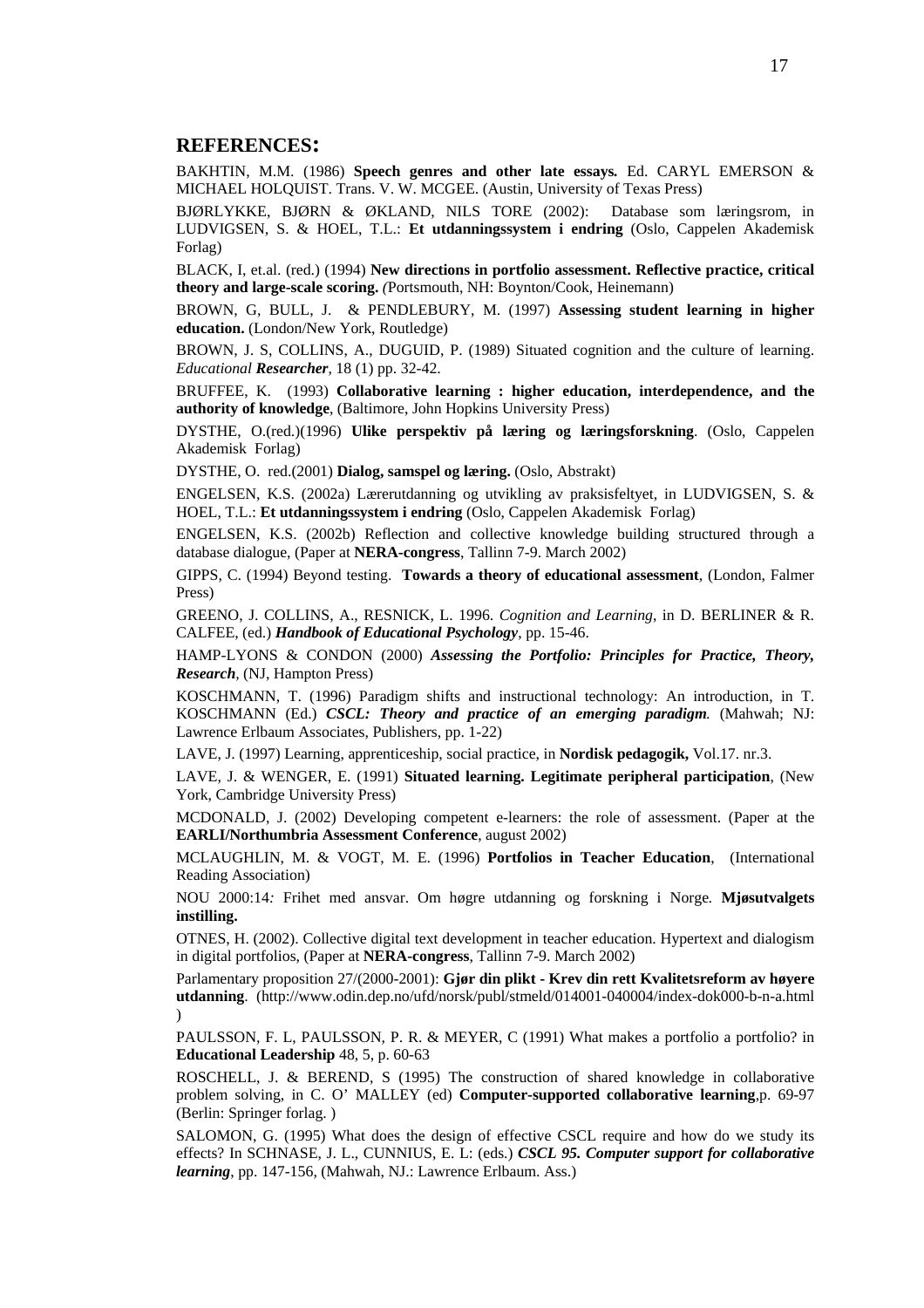## REFERENCES:

BAKHTIN, M.M. (1986) **Speech genres and other late essays.** Ed. CARYL EMERSON & MICHAEL HOLQUIST. Trans. V. W. MCGEE. (Austin, University of Texas Press)

BJØRLYKKE, BJØRN & ØKLAND, NILS TORE (2002): Database som læringsrom, in LUDVIGSEN, S. & HOEL, T.L.: **Et utdanningssystem i endring** (Oslo, Cappelen Akademisk Forlag)

BLACK, I, et.al. (red.) (1994) **New directions in portfolio assessment. Reflective practice, critical theory and large-scale scoring.** *(*Portsmouth, NH: Boynton/Cook, Heinemann)

BROWN, G, BULL, J. & PENDLEBURY, M. (1997) **Assessing student learning in higher education.** (London/New York, Routledge)

BROWN, J. S, COLLINS, A., DUGUID, P. (1989) Situated cognition and the culture of learning. *Educational* ***Researcher***, 18 (1) pp. 32-42.

BRUFFEE, K. (1993) **Collaborative learning : higher education, interdependence, and the authority of knowledge**, (Baltimore, John Hopkins University Press)

DYSTHE, O.(red.)(1996) **Ulike perspektiv på læring og læringsforskning**. (Oslo, Cappelen Akademisk Forlag)

DYSTHE, O. red.(2001) **Dialog, samspel og læring.** (Oslo, Abstrakt)

ENGELSEN, K.S. (2002a) Lærerutdanning og utvikling av praksisfeltyet, in LUDVIGSEN, S. & HOEL, T.L.: **Et utdanningssystem i endring** (Oslo, Cappelen Akademisk Forlag)

ENGELSEN, K.S. (2002b) Reflection and collective knowledge building structured through a database dialogue, (Paper at **NERA-congress**, Tallinn 7-9. March 2002)

GIPPS, C. (1994) Beyond testing. **Towards a theory of educational assessment**, (London, Falmer Press)

GREENO, J. COLLINS, A., RESNICK, L. 1996. *Cognition and Learning*, in D. BERLINER & R. CALFEE, (ed.) ***Handbook of Educational Psychology***, pp. 15-46.

HAMP-LYONS & CONDON (2000) ***Assessing the Portfolio: Principles for Practice, Theory, Research***, (NJ, Hampton Press)

KOSCHMANN, T. (1996) Paradigm shifts and instructional technology: An introduction, in T. KOSCHMANN (Ed.) ***CSCL: Theory and practice of an emerging paradigm.*** (Mahwah; NJ: Lawrence Erlbaum Associates, Publishers, pp. 1-22)

LAVE, J. (1997) Learning, apprenticeship, social practice, in **Nordisk pedagogik,** Vol.17. nr.3.

LAVE, J. & WENGER, E. (1991) **Situated learning. Legitimate peripheral participation**, (New York, Cambridge University Press)

MCDONALD, J. (2002) Developing competent e-learners: the role of assessment. (Paper at the **EARLI/Northumbria Assessment Conference**, august 2002)

MCLAUGHLIN, M. & VOGT, M. E. (1996) **Portfolios in Teacher Education**, (International Reading Association)

NOU 2000:14*:* Frihet med ansvar. Om høgre utdanning og forskning i Norge*.* **Mjøsutvalgets instilling.**

OTNES, H. (2002). Collective digital text development in teacher education. Hypertext and dialogism in digital portfolios, (Paper at **NERA-congress**, Tallinn 7-9. March 2002)

Parlamentary proposition 27/(2000-2001): **Gjør din plikt - Krev din rett Kvalitetsreform av høyere utdanning**. (http://www.odin.dep.no/ufd/norsk/publ/stmeld/014001-040004/index-dok000-b-n-a.html )

PAULSSON, F. L, PAULSSON, P. R. & MEYER, C (1991) What makes a portfolio a portfolio? in **Educational Leadership** 48, 5, p. 60-63

ROSCHELL, J. & BEREND, S (1995) The construction of shared knowledge in collaborative problem solving, in C. O' MALLEY (ed) **Computer-supported collaborative learning**,p. 69-97 (Berlin: Springer forlag. )

SALOMON, G. (1995) What does the design of effective CSCL require and how do we study its effects? In SCHNASE, J. L., CUNNIUS, E. L: (eds.) ***CSCL 95. Computer support for collaborative learning***, pp. 147-156, (Mahwah, NJ.: Lawrence Erlbaum. Ass.)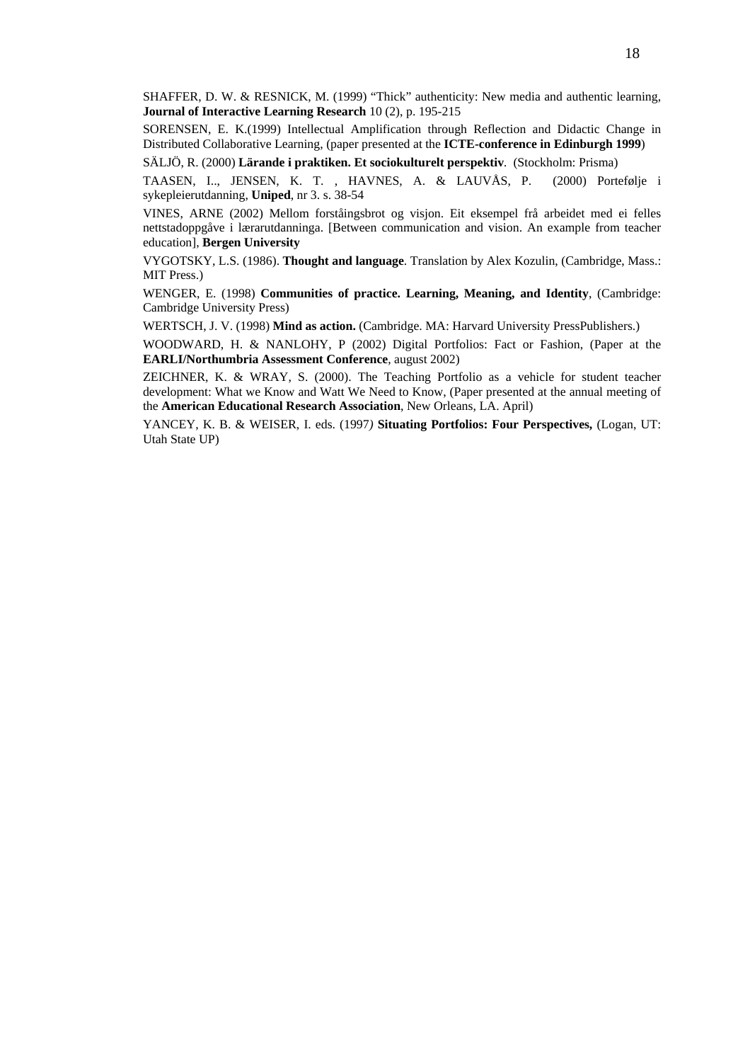SHAFFER, D. W. & RESNICK, M. (1999) “Thick” authenticity: New media and authentic learning, **Journal of Interactive Learning Research** 10 (2), p. 195-215

SORENSEN, E. K.(1999) Intellectual Amplification through Reflection and Didactic Change in Distributed Collaborative Learning, (paper presented at the **ICTE-conference in Edinburgh 1999**)

SÄLJÖ, R. (2000) **Lärande i praktiken. Et sociokulturelt perspektiv**. (Stockholm: Prisma)

TAASEN, I.., JENSEN, K. T. , HAVNES, A. & LAUVÅS, P. (2000) Portefølje i sykepleierutdanning, **Uniped**, nr 3. s. 38-54

VINES, ARNE (2002) Mellom forståingsbrot og visjon. Eit eksempel frå arbeidet med ei felles nettstadoppgåve i lærarutdanninga. [Between communication and vision. An example from teacher education], **Bergen University**

VYGOTSKY, L.S. (1986). **Thought and language**. Translation by Alex Kozulin, (Cambridge, Mass.: MIT Press.)

WENGER, E. (1998) **Communities of practice. Learning, Meaning, and Identity**, (Cambridge: Cambridge University Press)

WERTSCH, J. V. (1998) **Mind as action.** (Cambridge. MA: Harvard University PressPublishers.)

WOODWARD, H. & NANLOHY, P (2002) Digital Portfolios: Fact or Fashion, (Paper at the **EARLI/Northumbria Assessment Conference**, august 2002)

ZEICHNER, K. & WRAY, S. (2000). The Teaching Portfolio as a vehicle for student teacher development: What we Know and Watt We Need to Know, (Paper presented at the annual meeting of the **American Educational Research Association**, New Orleans, LA. April)

YANCEY, K. B. & WEISER, I. eds. (1997*)* **Situating Portfolios: Four Perspectives,** (Logan, UT: Utah State UP)